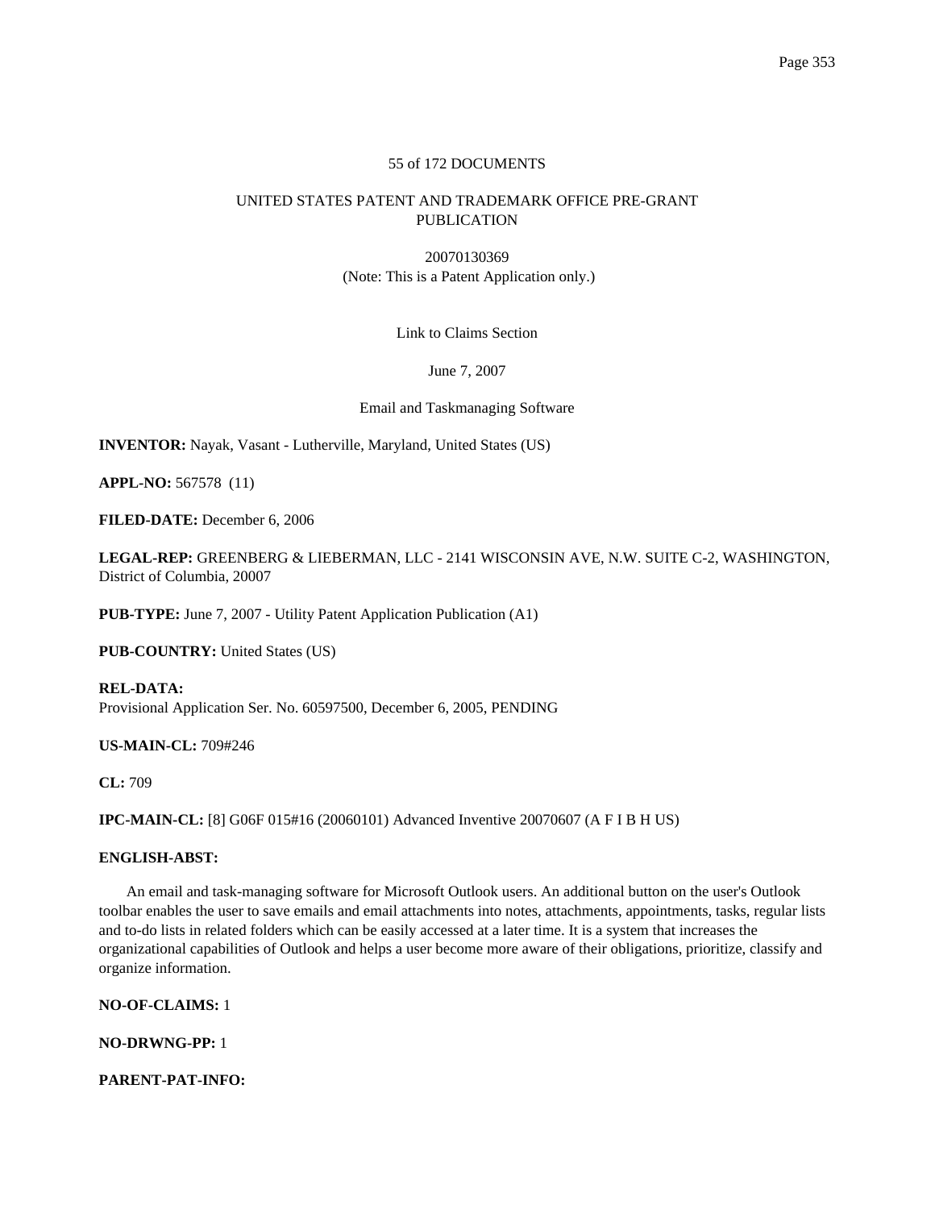55 of 172 DOCUMENTS

UNITED STATES PATENT AND TRADEMARK OFFICE PRE-GRANT PUBLICATION

20070130369
(Note: This is a Patent Application only.)

Link to Claims Section

June 7, 2007

Email and Taskmanaging Software

**INVENTOR:** Nayak, Vasant - Lutherville, Maryland, United States (US)

**APPL-NO:** 567578 (11)

**FILED-DATE:** December 6, 2006

**LEGAL-REP:** GREENBERG & LIEBERMAN, LLC - 2141 WISCONSIN AVE, N.W. SUITE C-2, WASHINGTON, District of Columbia, 20007

**PUB-TYPE:** June 7, 2007 - Utility Patent Application Publication (A1)

**PUB-COUNTRY:** United States (US)

**REL-DATA:**
Provisional Application Ser. No. 60597500, December 6, 2005, PENDING

**US-MAIN-CL:** 709#246

**CL:** 709

**IPC-MAIN-CL:** [8] G06F 015#16 (20060101) Advanced Inventive 20070607 (A F I B H US)

**ENGLISH-ABST:**

An email and task-managing software for Microsoft Outlook users. An additional button on the user's Outlook toolbar enables the user to save emails and email attachments into notes, attachments, appointments, tasks, regular lists and to-do lists in related folders which can be easily accessed at a later time. It is a system that increases the organizational capabilities of Outlook and helps a user become more aware of their obligations, prioritize, classify and organize information.

**NO-OF-CLAIMS:** 1

**NO-DRWNG-PP:** 1

**PARENT-PAT-INFO:**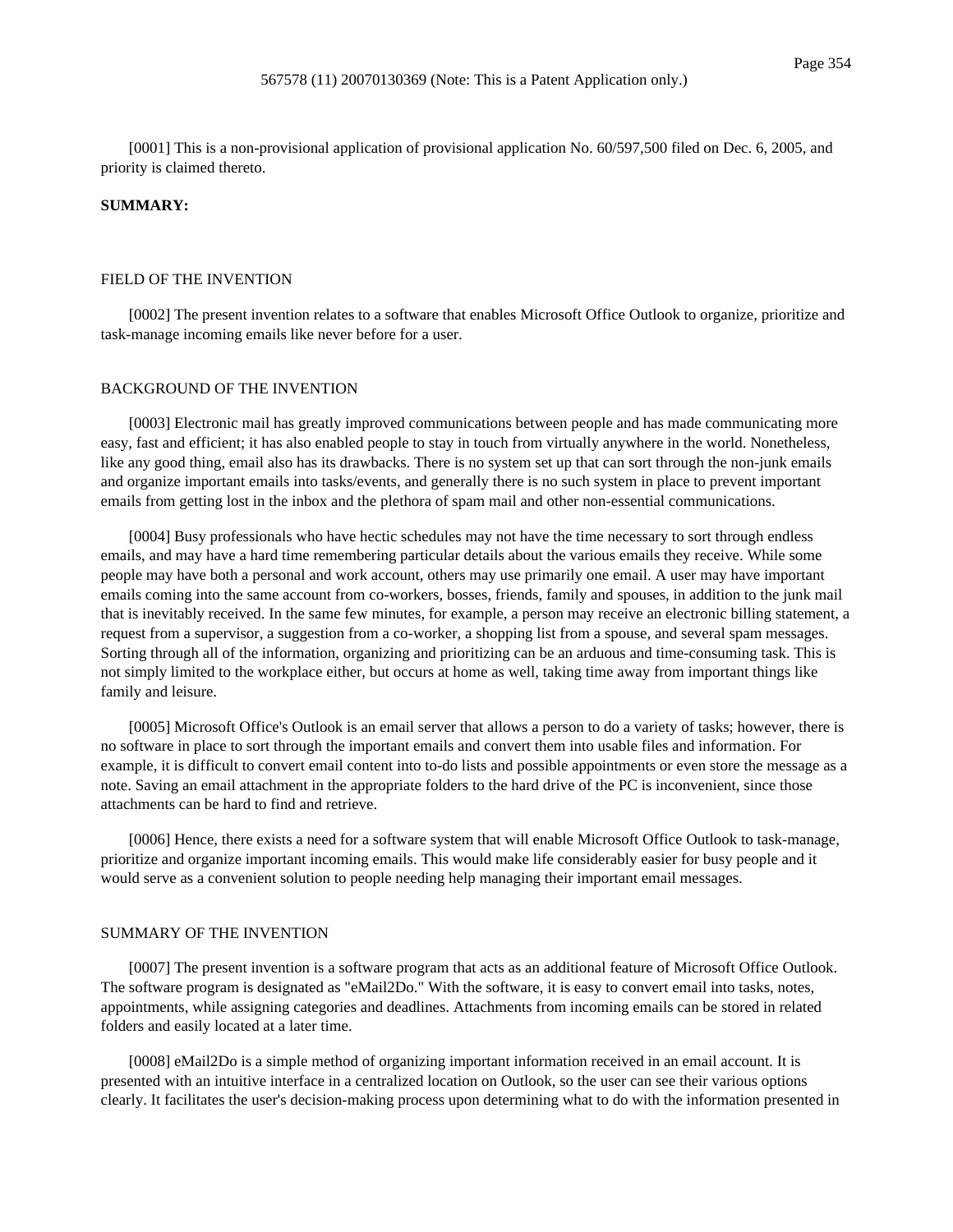[0001] This is a non-provisional application of provisional application No. 60/597,500 filed on Dec. 6, 2005, and priority is claimed thereto.

**SUMMARY:**

FIELD OF THE INVENTION

[0002] The present invention relates to a software that enables Microsoft Office Outlook to organize, prioritize and task-manage incoming emails like never before for a user.

BACKGROUND OF THE INVENTION

[0003] Electronic mail has greatly improved communications between people and has made communicating more easy, fast and efficient; it has also enabled people to stay in touch from virtually anywhere in the world. Nonetheless, like any good thing, email also has its drawbacks. There is no system set up that can sort through the non-junk emails and organize important emails into tasks/events, and generally there is no such system in place to prevent important emails from getting lost in the inbox and the plethora of spam mail and other non-essential communications.

[0004] Busy professionals who have hectic schedules may not have the time necessary to sort through endless emails, and may have a hard time remembering particular details about the various emails they receive. While some people may have both a personal and work account, others may use primarily one email. A user may have important emails coming into the same account from co-workers, bosses, friends, family and spouses, in addition to the junk mail that is inevitably received. In the same few minutes, for example, a person may receive an electronic billing statement, a request from a supervisor, a suggestion from a co-worker, a shopping list from a spouse, and several spam messages. Sorting through all of the information, organizing and prioritizing can be an arduous and time-consuming task. This is not simply limited to the workplace either, but occurs at home as well, taking time away from important things like family and leisure.

[0005] Microsoft Office's Outlook is an email server that allows a person to do a variety of tasks; however, there is no software in place to sort through the important emails and convert them into usable files and information. For example, it is difficult to convert email content into to-do lists and possible appointments or even store the message as a note. Saving an email attachment in the appropriate folders to the hard drive of the PC is inconvenient, since those attachments can be hard to find and retrieve.

[0006] Hence, there exists a need for a software system that will enable Microsoft Office Outlook to task-manage, prioritize and organize important incoming emails. This would make life considerably easier for busy people and it would serve as a convenient solution to people needing help managing their important email messages.

SUMMARY OF THE INVENTION

[0007] The present invention is a software program that acts as an additional feature of Microsoft Office Outlook. The software program is designated as "eMail2Do." With the software, it is easy to convert email into tasks, notes, appointments, while assigning categories and deadlines. Attachments from incoming emails can be stored in related folders and easily located at a later time.

[0008] eMail2Do is a simple method of organizing important information received in an email account. It is presented with an intuitive interface in a centralized location on Outlook, so the user can see their various options clearly. It facilitates the user's decision-making process upon determining what to do with the information presented in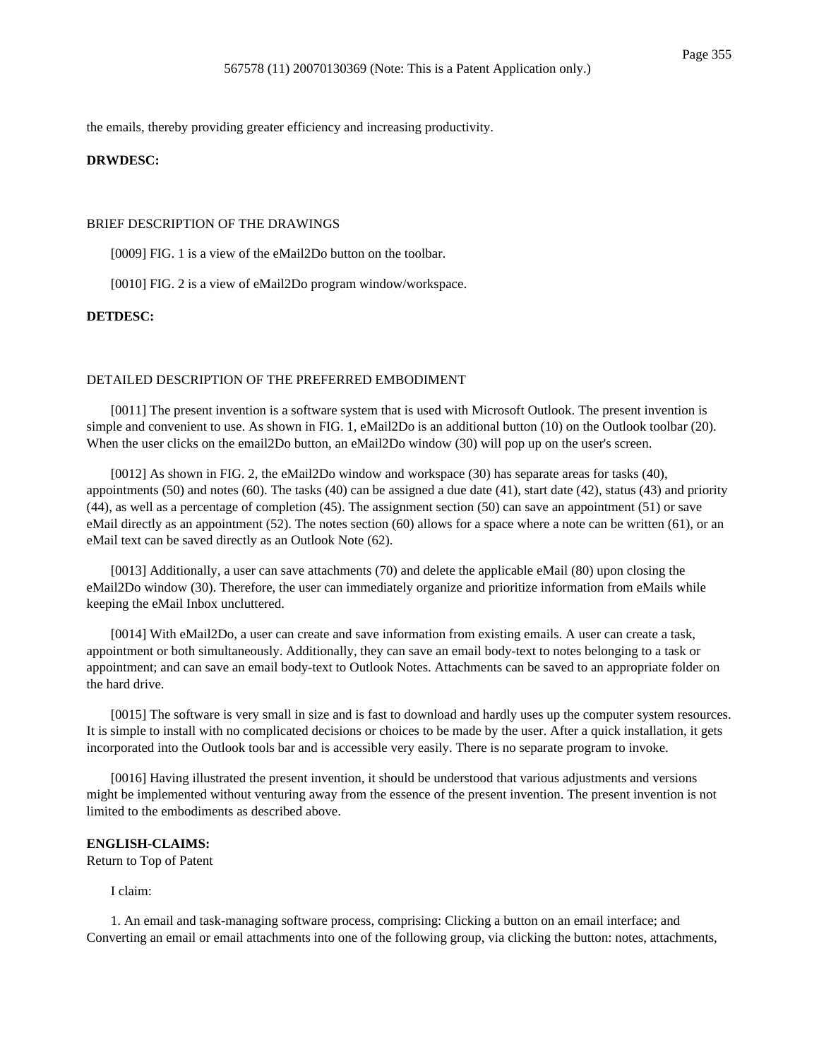the emails, thereby providing greater efficiency and increasing productivity.

**DRWDESC:**

BRIEF DESCRIPTION OF THE DRAWINGS

[0009] FIG. 1 is a view of the eMail2Do button on the toolbar.

[0010] FIG. 2 is a view of eMail2Do program window/workspace.

**DETDESC:**

DETAILED DESCRIPTION OF THE PREFERRED EMBODIMENT

[0011] The present invention is a software system that is used with Microsoft Outlook. The present invention is simple and convenient to use. As shown in FIG. 1, eMail2Do is an additional button (10) on the Outlook toolbar (20). When the user clicks on the email2Do button, an eMail2Do window (30) will pop up on the user's screen.

[0012] As shown in FIG. 2, the eMail2Do window and workspace (30) has separate areas for tasks (40), appointments (50) and notes (60). The tasks (40) can be assigned a due date (41), start date (42), status (43) and priority (44), as well as a percentage of completion (45). The assignment section (50) can save an appointment (51) or save eMail directly as an appointment (52). The notes section (60) allows for a space where a note can be written (61), or an eMail text can be saved directly as an Outlook Note (62).

[0013] Additionally, a user can save attachments (70) and delete the applicable eMail (80) upon closing the eMail2Do window (30). Therefore, the user can immediately organize and prioritize information from eMails while keeping the eMail Inbox uncluttered.

[0014] With eMail2Do, a user can create and save information from existing emails. A user can create a task, appointment or both simultaneously. Additionally, they can save an email body-text to notes belonging to a task or appointment; and can save an email body-text to Outlook Notes. Attachments can be saved to an appropriate folder on the hard drive.

[0015] The software is very small in size and is fast to download and hardly uses up the computer system resources. It is simple to install with no complicated decisions or choices to be made by the user. After a quick installation, it gets incorporated into the Outlook tools bar and is accessible very easily. There is no separate program to invoke.

[0016] Having illustrated the present invention, it should be understood that various adjustments and versions might be implemented without venturing away from the essence of the present invention. The present invention is not limited to the embodiments as described above.

**ENGLISH-CLAIMS:**
Return to Top of Patent

I claim:

1. An email and task-managing software process, comprising: Clicking a button on an email interface; and Converting an email or email attachments into one of the following group, via clicking the button: notes, attachments,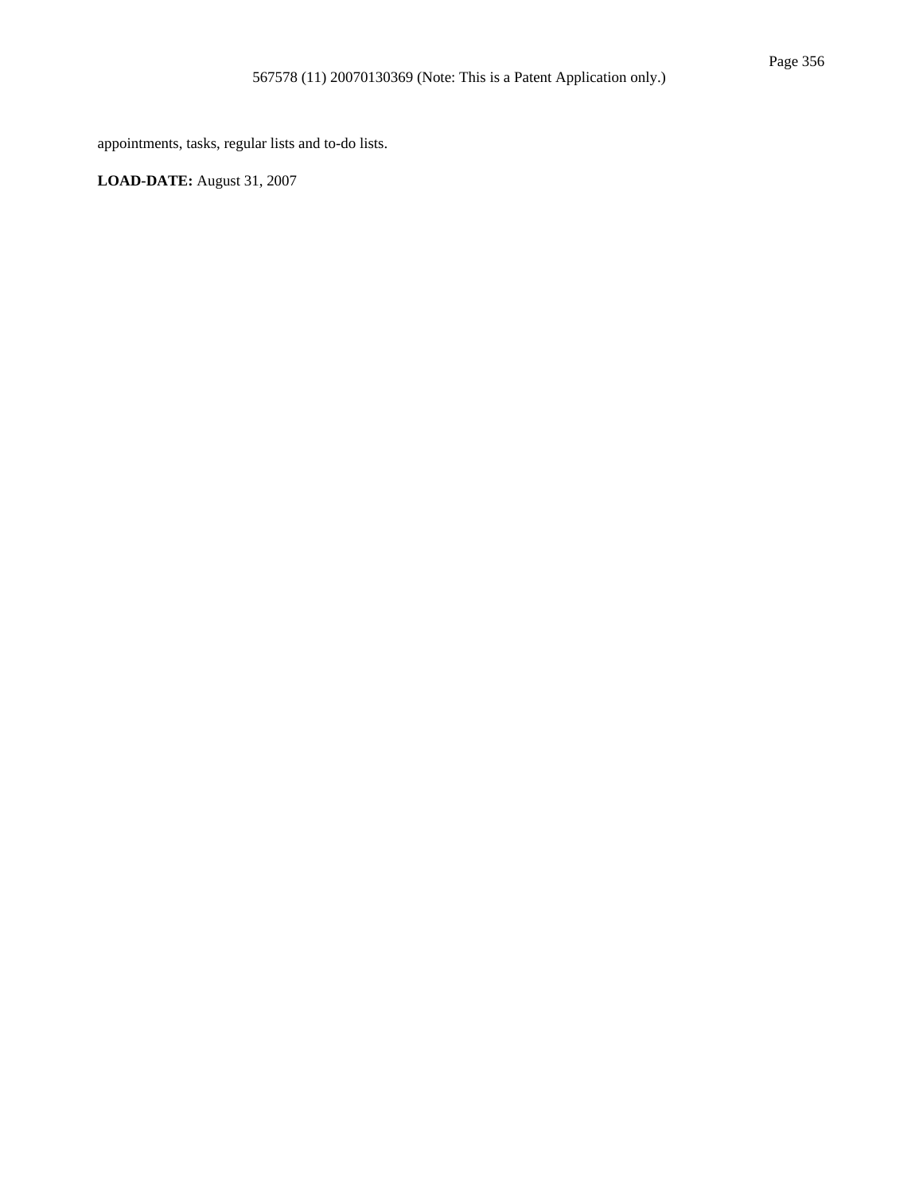appointments, tasks, regular lists and to-do lists.

**LOAD-DATE:** August 31, 2007